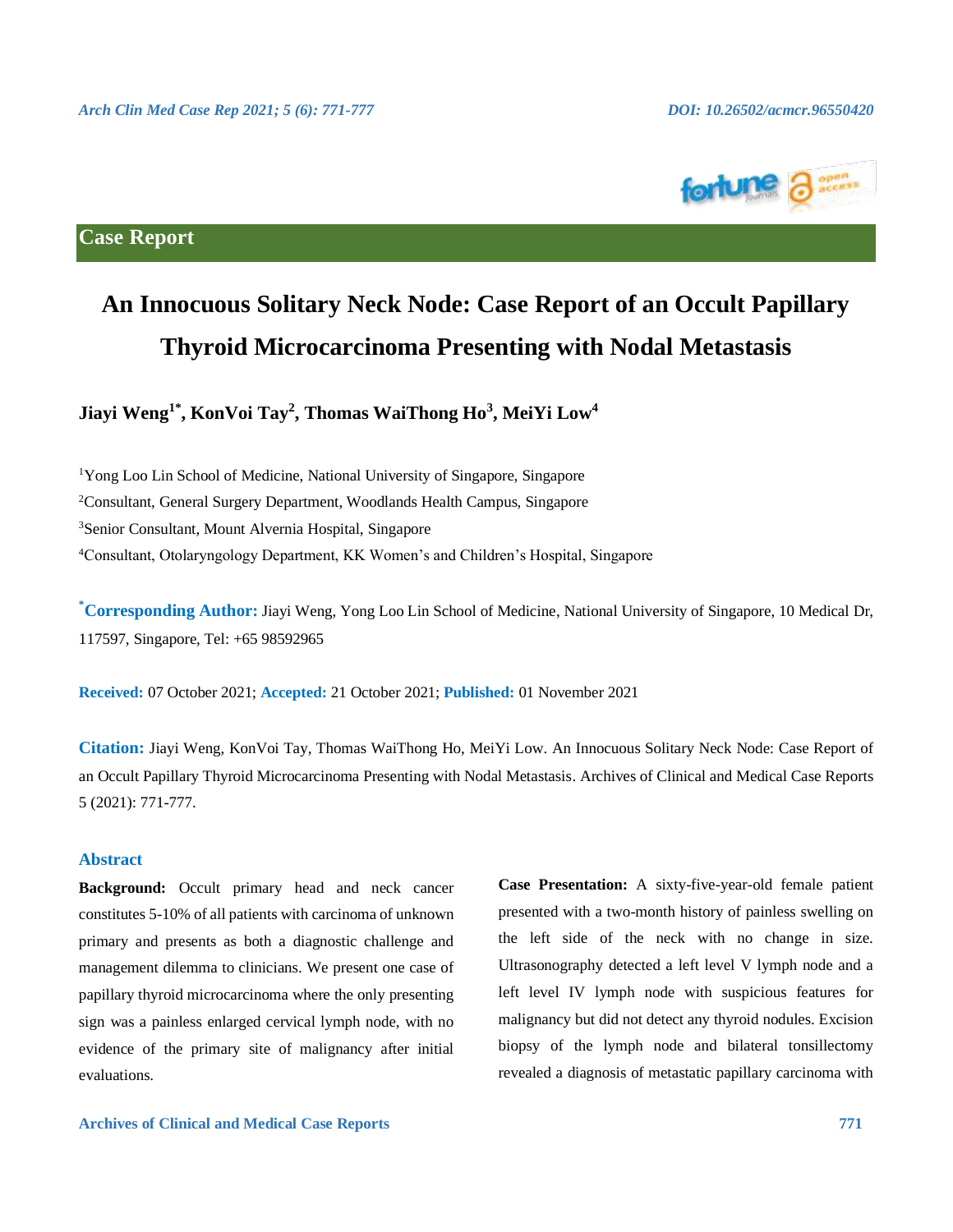## Case Report

# An Innocuous Solitary Neck Node: Case Report of an Occult Papillary Thyroid Microcarcinoma Presenting with Nodal Metastasis

**Jiayi Weng[1*], KonVoi Tay[2], Thomas WaiThong Ho[3], MeiYi Low[4]**

[1]Yong Loo Lin School of Medicine, National University of Singapore, Singapore

[2]Consultant, General Surgery Department, Woodlands Health Campus, Singapore

[3]Senior Consultant, Mount Alvernia Hospital, Singapore

[4]Consultant, Otolaryngology Department, KK Women's and Children's Hospital, Singapore

**[*]Corresponding Author:** Jiayi Weng, Yong Loo Lin School of Medicine, National University of Singapore, 10 Medical Dr, 117597, Singapore, Tel: +65 98592965

**Received:** 07 October 2021; **Accepted:** 21 October 2021; **Published:** 01 November 2021

**Citation:** Jiayi Weng, KonVoi Tay, Thomas WaiThong Ho, MeiYi Low. An Innocuous Solitary Neck Node: Case Report of an Occult Papillary Thyroid Microcarcinoma Presenting with Nodal Metastasis. Archives of Clinical and Medical Case Reports 5 (2021): 771-777.

## Abstract

**Background:** Occult primary head and neck cancer constitutes 5-10% of all patients with carcinoma of unknown primary and presents as both a diagnostic challenge and management dilemma to clinicians. We present one case of papillary thyroid microcarcinoma where the only presenting sign was a painless enlarged cervical lymph node, with no evidence of the primary site of malignancy after initial evaluations.

**Case Presentation:** A sixty-five-year-old female patient presented with a two-month history of painless swelling on the left side of the neck with no change in size. Ultrasonography detected a left level V lymph node and a left level IV lymph node with suspicious features for malignancy but did not detect any thyroid nodules. Excision biopsy of the lymph node and bilateral tonsillectomy revealed a diagnosis of metastatic papillary carcinoma with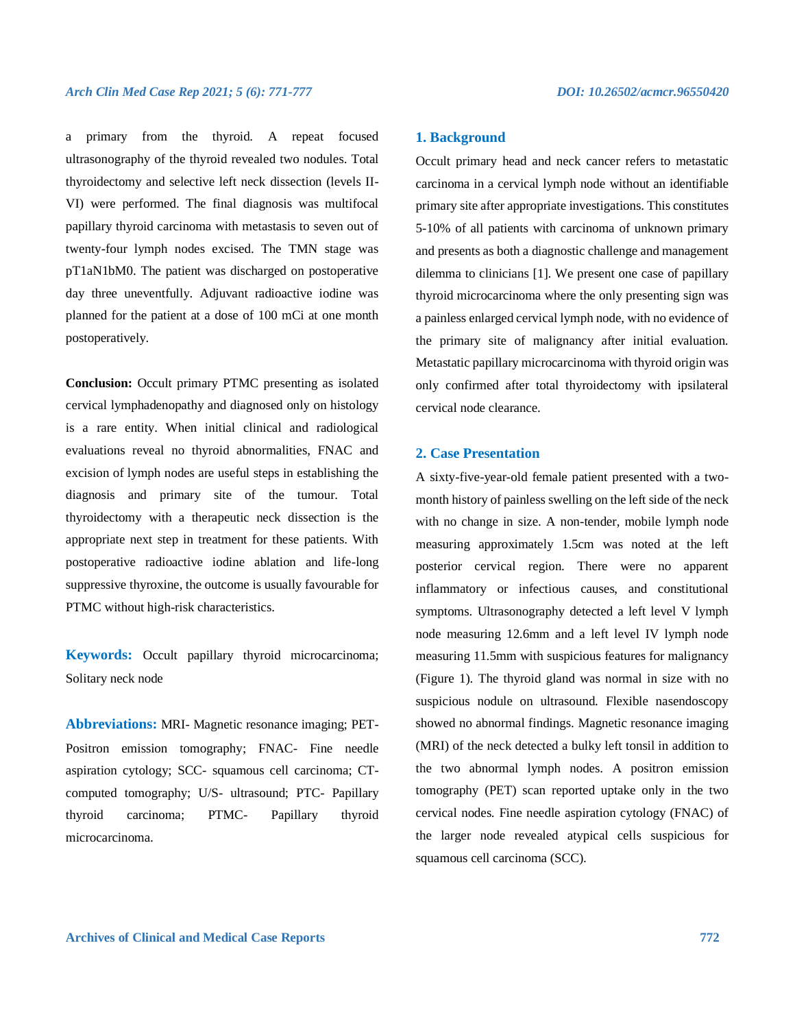a primary from the thyroid. A repeat focused ultrasonography of the thyroid revealed two nodules. Total thyroidectomy and selective left neck dissection (levels II-VI) were performed. The final diagnosis was multifocal papillary thyroid carcinoma with metastasis to seven out of twenty-four lymph nodes excised. The TMN stage was pT1aN1bM0. The patient was discharged on postoperative day three uneventfully. Adjuvant radioactive iodine was planned for the patient at a dose of 100 mCi at one month postoperatively.

**Conclusion:** Occult primary PTMC presenting as isolated cervical lymphadenopathy and diagnosed only on histology is a rare entity. When initial clinical and radiological evaluations reveal no thyroid abnormalities, FNAC and excision of lymph nodes are useful steps in establishing the diagnosis and primary site of the tumour. Total thyroidectomy with a therapeutic neck dissection is the appropriate next step in treatment for these patients. With postoperative radioactive iodine ablation and life-long suppressive thyroxine, the outcome is usually favourable for PTMC without high-risk characteristics.

**Keywords:** Occult papillary thyroid microcarcinoma; Solitary neck node

**Abbreviations:** MRI- Magnetic resonance imaging; PET- Positron emission tomography; FNAC- Fine needle aspiration cytology; SCC- squamous cell carcinoma; CT- computed tomography; U/S- ultrasound; PTC- Papillary thyroid carcinoma; PTMC- Papillary thyroid microcarcinoma.

## 1. Background

Occult primary head and neck cancer refers to metastatic carcinoma in a cervical lymph node without an identifiable primary site after appropriate investigations. This constitutes 5-10% of all patients with carcinoma of unknown primary and presents as both a diagnostic challenge and management dilemma to clinicians [1]. We present one case of papillary thyroid microcarcinoma where the only presenting sign was a painless enlarged cervical lymph node, with no evidence of the primary site of malignancy after initial evaluation. Metastatic papillary microcarcinoma with thyroid origin was only confirmed after total thyroidectomy with ipsilateral cervical node clearance.

## 2. Case Presentation

A sixty-five-year-old female patient presented with a two-month history of painless swelling on the left side of the neck with no change in size. A non-tender, mobile lymph node measuring approximately 1.5cm was noted at the left posterior cervical region. There were no apparent inflammatory or infectious causes, and constitutional symptoms. Ultrasonography detected a left level V lymph node measuring 12.6mm and a left level IV lymph node measuring 11.5mm with suspicious features for malignancy (Figure 1). The thyroid gland was normal in size with no suspicious nodule on ultrasound. Flexible nasendoscopy showed no abnormal findings. Magnetic resonance imaging (MRI) of the neck detected a bulky left tonsil in addition to the two abnormal lymph nodes. A positron emission tomography (PET) scan reported uptake only in the two cervical nodes. Fine needle aspiration cytology (FNAC) of the larger node revealed atypical cells suspicious for squamous cell carcinoma (SCC).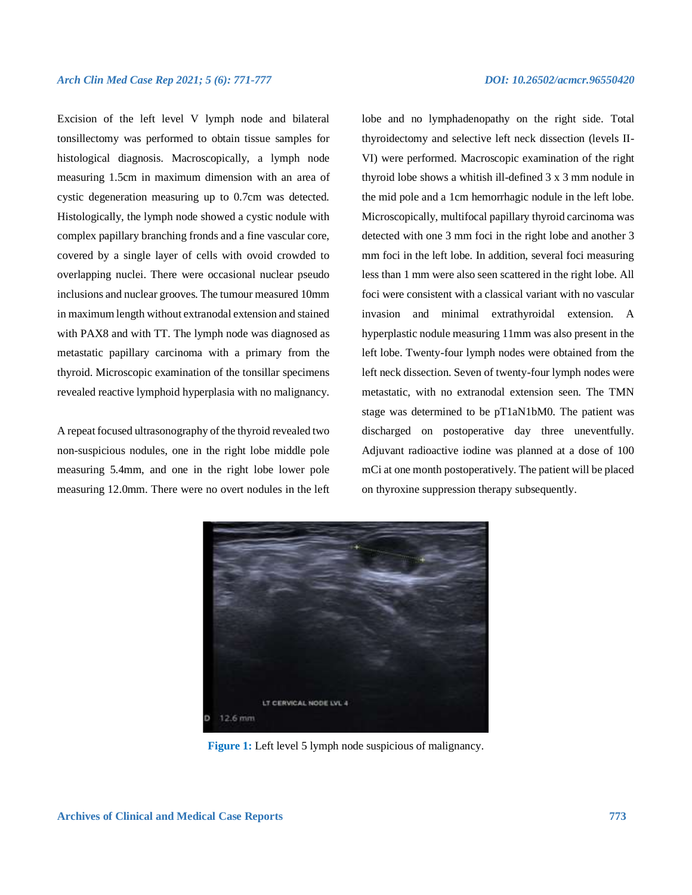Excision of the left level V lymph node and bilateral tonsillectomy was performed to obtain tissue samples for histological diagnosis. Macroscopically, a lymph node measuring 1.5cm in maximum dimension with an area of cystic degeneration measuring up to 0.7cm was detected. Histologically, the lymph node showed a cystic nodule with complex papillary branching fronds and a fine vascular core, covered by a single layer of cells with ovoid crowded to overlapping nuclei. There were occasional nuclear pseudo inclusions and nuclear grooves. The tumour measured 10mm in maximum length without extranodal extension and stained with PAX8 and with TT. The lymph node was diagnosed as metastatic papillary carcinoma with a primary from the thyroid. Microscopic examination of the tonsillar specimens revealed reactive lymphoid hyperplasia with no malignancy.

A repeat focused ultrasonography of the thyroid revealed two non-suspicious nodules, one in the right lobe middle pole measuring 5.4mm, and one in the right lobe lower pole measuring 12.0mm. There were no overt nodules in the left lobe and no lymphadenopathy on the right side. Total thyroidectomy and selective left neck dissection (levels II-VI) were performed. Macroscopic examination of the right thyroid lobe shows a whitish ill-defined 3 x 3 mm nodule in the mid pole and a 1cm hemorrhagic nodule in the left lobe. Microscopically, multifocal papillary thyroid carcinoma was detected with one 3 mm foci in the right lobe and another 3 mm foci in the left lobe. In addition, several foci measuring less than 1 mm were also seen scattered in the right lobe. All foci were consistent with a classical variant with no vascular invasion and minimal extrathyroidal extension. A hyperplastic nodule measuring 11mm was also present in the left lobe. Twenty-four lymph nodes were obtained from the left neck dissection. Seven of twenty-four lymph nodes were metastatic, with no extranodal extension seen. The TMN stage was determined to be pT1aN1bM0. The patient was discharged on postoperative day three uneventfully. Adjuvant radioactive iodine was planned at a dose of 100 mCi at one month postoperatively. The patient will be placed on thyroxine suppression therapy subsequently.

**Figure 1:** Left level 5 lymph node suspicious of malignancy.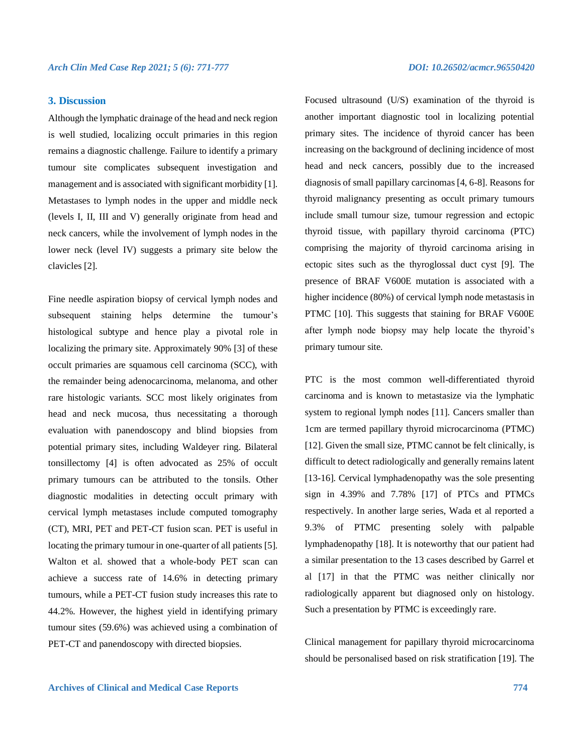## 3. Discussion

Although the lymphatic drainage of the head and neck region is well studied, localizing occult primaries in this region remains a diagnostic challenge. Failure to identify a primary tumour site complicates subsequent investigation and management and is associated with significant morbidity [1]. Metastases to lymph nodes in the upper and middle neck (levels I, II, III and V) generally originate from head and neck cancers, while the involvement of lymph nodes in the lower neck (level IV) suggests a primary site below the clavicles [2].

Fine needle aspiration biopsy of cervical lymph nodes and subsequent staining helps determine the tumour's histological subtype and hence play a pivotal role in localizing the primary site. Approximately 90% [3] of these occult primaries are squamous cell carcinoma (SCC), with the remainder being adenocarcinoma, melanoma, and other rare histologic variants. SCC most likely originates from head and neck mucosa, thus necessitating a thorough evaluation with panendoscopy and blind biopsies from potential primary sites, including Waldeyer ring. Bilateral tonsillectomy [4] is often advocated as 25% of occult primary tumours can be attributed to the tonsils. Other diagnostic modalities in detecting occult primary with cervical lymph metastases include computed tomography (CT), MRI, PET and PET-CT fusion scan. PET is useful in locating the primary tumour in one-quarter of all patients [5]. Walton et al. showed that a whole-body PET scan can achieve a success rate of 14.6% in detecting primary tumours, while a PET-CT fusion study increases this rate to 44.2%. However, the highest yield in identifying primary tumour sites (59.6%) was achieved using a combination of PET-CT and panendoscopy with directed biopsies.

Focused ultrasound (U/S) examination of the thyroid is another important diagnostic tool in localizing potential primary sites. The incidence of thyroid cancer has been increasing on the background of declining incidence of most head and neck cancers, possibly due to the increased diagnosis of small papillary carcinomas [4, 6-8]. Reasons for thyroid malignancy presenting as occult primary tumours include small tumour size, tumour regression and ectopic thyroid tissue, with papillary thyroid carcinoma (PTC) comprising the majority of thyroid carcinoma arising in ectopic sites such as the thyroglossal duct cyst [9]. The presence of BRAF V600E mutation is associated with a higher incidence (80%) of cervical lymph node metastasis in PTMC [10]. This suggests that staining for BRAF V600E after lymph node biopsy may help locate the thyroid's primary tumour site.

PTC is the most common well-differentiated thyroid carcinoma and is known to metastasize via the lymphatic system to regional lymph nodes [11]. Cancers smaller than 1cm are termed papillary thyroid microcarcinoma (PTMC) [12]. Given the small size, PTMC cannot be felt clinically, is difficult to detect radiologically and generally remains latent [13-16]. Cervical lymphadenopathy was the sole presenting sign in 4.39% and 7.78% [17] of PTCs and PTMCs respectively. In another large series, Wada et al reported a 9.3% of PTMC presenting solely with palpable lymphadenopathy [18]. It is noteworthy that our patient had a similar presentation to the 13 cases described by Garrel et al [17] in that the PTMC was neither clinically nor radiologically apparent but diagnosed only on histology. Such a presentation by PTMC is exceedingly rare.

Clinical management for papillary thyroid microcarcinoma should be personalised based on risk stratification [19]. The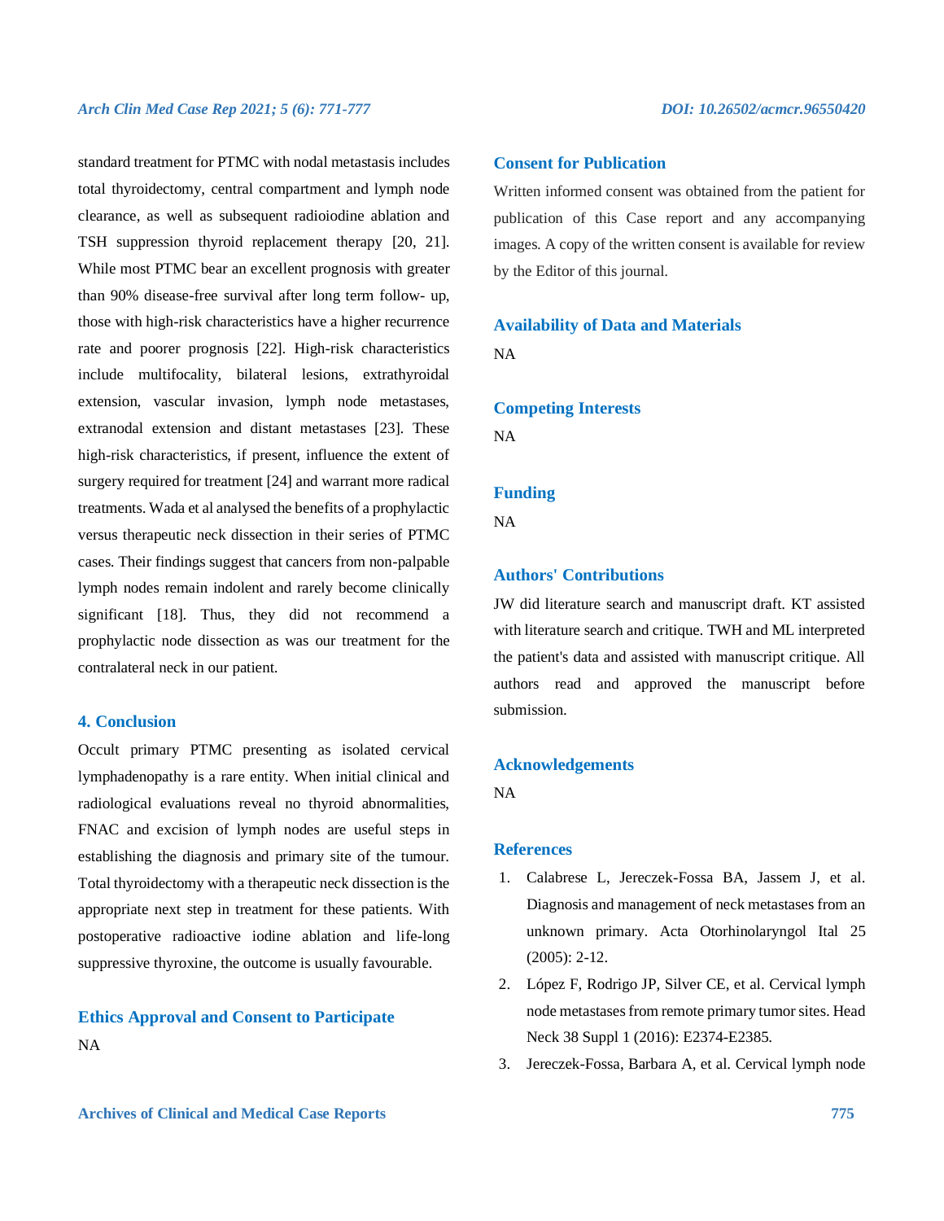standard treatment for PTMC with nodal metastasis includes total thyroidectomy, central compartment and lymph node clearance, as well as subsequent radioiodine ablation and TSH suppression thyroid replacement therapy [20, 21]. While most PTMC bear an excellent prognosis with greater than 90% disease-free survival after long term follow- up, those with high-risk characteristics have a higher recurrence rate and poorer prognosis [22]. High-risk characteristics include multifocality, bilateral lesions, extrathyroidal extension, vascular invasion, lymph node metastases, extranodal extension and distant metastases [23]. These high-risk characteristics, if present, influence the extent of surgery required for treatment [24] and warrant more radical treatments. Wada et al analysed the benefits of a prophylactic versus therapeutic neck dissection in their series of PTMC cases. Their findings suggest that cancers from non-palpable lymph nodes remain indolent and rarely become clinically significant [18]. Thus, they did not recommend a prophylactic node dissection as was our treatment for the contralateral neck in our patient.

## 4. Conclusion

Occult primary PTMC presenting as isolated cervical lymphadenopathy is a rare entity. When initial clinical and radiological evaluations reveal no thyroid abnormalities, FNAC and excision of lymph nodes are useful steps in establishing the diagnosis and primary site of the tumour. Total thyroidectomy with a therapeutic neck dissection is the appropriate next step in treatment for these patients. With postoperative radioactive iodine ablation and life-long suppressive thyroxine, the outcome is usually favourable.

## Ethics Approval and Consent to Participate

NA

## Consent for Publication

Written informed consent was obtained from the patient for publication of this Case report and any accompanying images. A copy of the written consent is available for review by the Editor of this journal.

## Availability of Data and Materials

NA

## Competing Interests

NA

## Funding

NA

## Authors' Contributions

JW did literature search and manuscript draft. KT assisted with literature search and critique. TWH and ML interpreted the patient's data and assisted with manuscript critique. All authors read and approved the manuscript before submission.

## Acknowledgements

NA

## References

1. Calabrese L, Jereczek-Fossa BA, Jassem J, et al. Diagnosis and management of neck metastases from an unknown primary. Acta Otorhinolaryngol Ital 25 (2005): 2-12.
2. López F, Rodrigo JP, Silver CE, et al. Cervical lymph node metastases from remote primary tumor sites. Head Neck 38 Suppl 1 (2016): E2374-E2385.
3. Jereczek-Fossa, Barbara A, et al. Cervical lymph node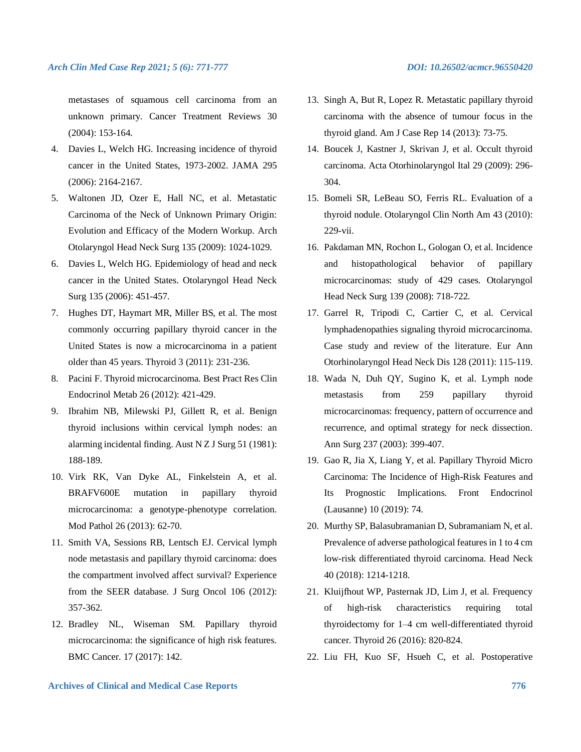metastases of squamous cell carcinoma from an unknown primary. Cancer Treatment Reviews 30 (2004): 153-164.

4. Davies L, Welch HG. Increasing incidence of thyroid cancer in the United States, 1973-2002. JAMA 295 (2006): 2164-2167.
5. Waltonen JD, Ozer E, Hall NC, et al. Metastatic Carcinoma of the Neck of Unknown Primary Origin: Evolution and Efficacy of the Modern Workup. Arch Otolaryngol Head Neck Surg 135 (2009): 1024-1029.
6. Davies L, Welch HG. Epidemiology of head and neck cancer in the United States. Otolaryngol Head Neck Surg 135 (2006): 451-457.
7. Hughes DT, Haymart MR, Miller BS, et al. The most commonly occurring papillary thyroid cancer in the United States is now a microcarcinoma in a patient older than 45 years. Thyroid 3 (2011): 231-236.
8. Pacini F. Thyroid microcarcinoma. Best Pract Res Clin Endocrinol Metab 26 (2012): 421-429.
9. Ibrahim NB, Milewski PJ, Gillett R, et al. Benign thyroid inclusions within cervical lymph nodes: an alarming incidental finding. Aust N Z J Surg 51 (1981): 188-189.
10. Virk RK, Van Dyke AL, Finkelstein A, et al. BRAFV600E mutation in papillary thyroid microcarcinoma: a genotype-phenotype correlation. Mod Pathol 26 (2013): 62-70.
11. Smith VA, Sessions RB, Lentsch EJ. Cervical lymph node metastasis and papillary thyroid carcinoma: does the compartment involved affect survival? Experience from the SEER database. J Surg Oncol 106 (2012): 357-362.
12. Bradley NL, Wiseman SM. Papillary thyroid microcarcinoma: the significance of high risk features. BMC Cancer. 17 (2017): 142.
13. Singh A, But R, Lopez R. Metastatic papillary thyroid carcinoma with the absence of tumour focus in the thyroid gland. Am J Case Rep 14 (2013): 73-75.
14. Boucek J, Kastner J, Skrivan J, et al. Occult thyroid carcinoma. Acta Otorhinolaryngol Ital 29 (2009): 296-304.
15. Bomeli SR, LeBeau SO, Ferris RL. Evaluation of a thyroid nodule. Otolaryngol Clin North Am 43 (2010): 229-vii.
16. Pakdaman MN, Rochon L, Gologan O, et al. Incidence and histopathological behavior of papillary microcarcinomas: study of 429 cases. Otolaryngol Head Neck Surg 139 (2008): 718-722.
17. Garrel R, Tripodi C, Cartier C, et al. Cervical lymphadenopathies signaling thyroid microcarcinoma. Case study and review of the literature. Eur Ann Otorhinolaryngol Head Neck Dis 128 (2011): 115-119.
18. Wada N, Duh QY, Sugino K, et al. Lymph node metastasis from 259 papillary thyroid microcarcinomas: frequency, pattern of occurrence and recurrence, and optimal strategy for neck dissection. Ann Surg 237 (2003): 399-407.
19. Gao R, Jia X, Liang Y, et al. Papillary Thyroid Micro Carcinoma: The Incidence of High-Risk Features and Its Prognostic Implications. Front Endocrinol (Lausanne) 10 (2019): 74.
20. Murthy SP, Balasubramanian D, Subramaniam N, et al. Prevalence of adverse pathological features in 1 to 4 cm low-risk differentiated thyroid carcinoma. Head Neck 40 (2018): 1214-1218.
21. Kluijfhout WP, Pasternak JD, Lim J, et al. Frequency of high-risk characteristics requiring total thyroidectomy for 1–4 cm well-differentiated thyroid cancer. Thyroid 26 (2016): 820-824.
22. Liu FH, Kuo SF, Hsueh C, et al. Postoperative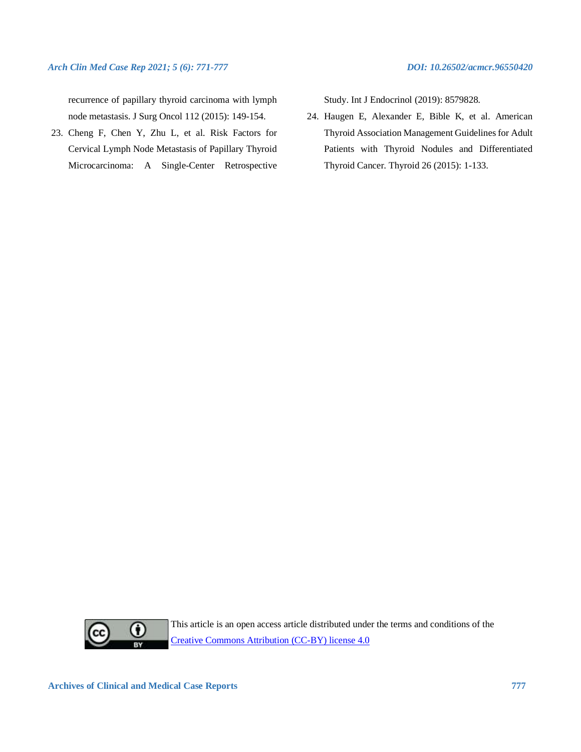recurrence of papillary thyroid carcinoma with lymph node metastasis. J Surg Oncol 112 (2015): 149-154.

23. Cheng F, Chen Y, Zhu L, et al. Risk Factors for Cervical Lymph Node Metastasis of Papillary Thyroid Microcarcinoma: A Single-Center Retrospective Study. Int J Endocrinol (2019): 8579828.
24. Haugen E, Alexander E, Bible K, et al. American Thyroid Association Management Guidelines for Adult Patients with Thyroid Nodules and Differentiated Thyroid Cancer. Thyroid 26 (2015): 1-133.

This article is an open access article distributed under the terms and conditions of the [Creative Commons Attribution (CC-BY) license 4.0](https://creativecommons.org/licenses/by/4.0/)